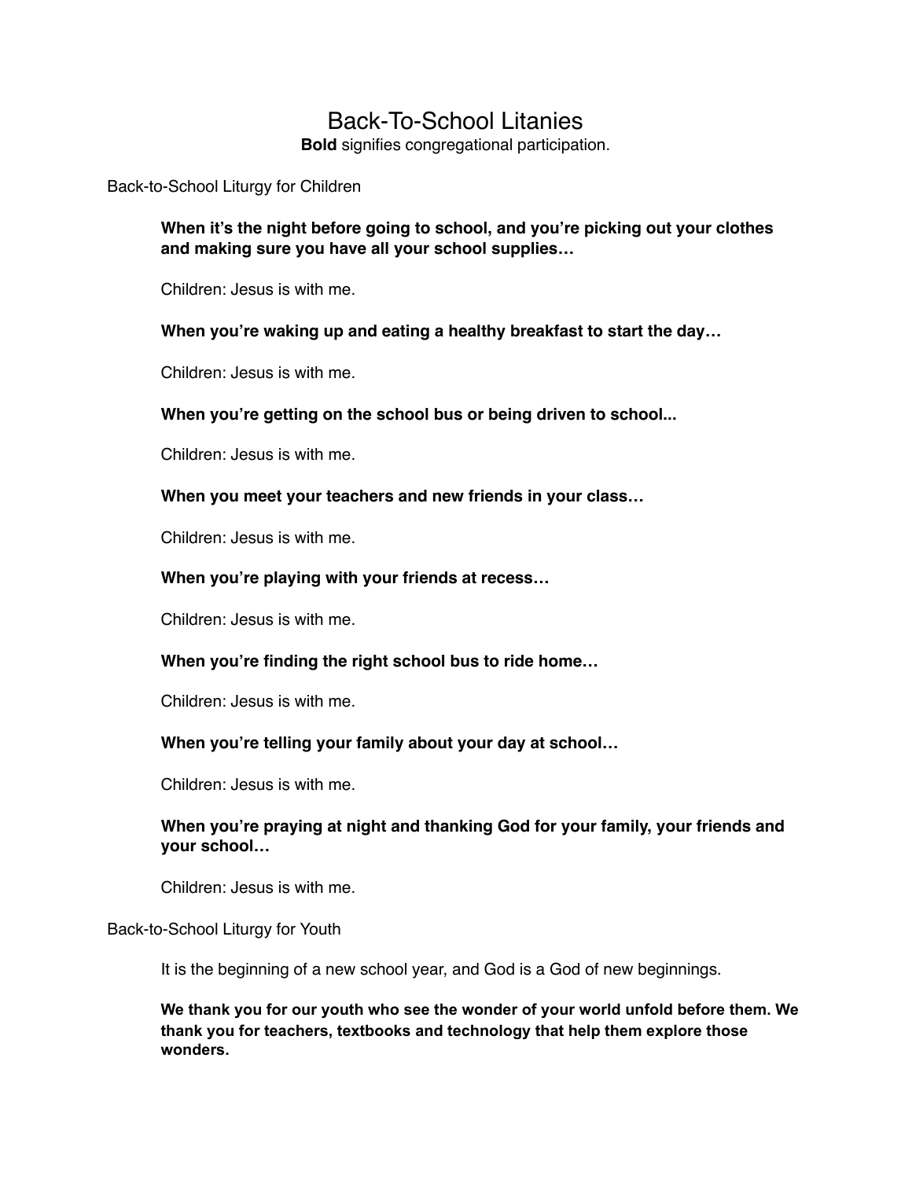# Back-To-School Litanies

**Bold** signifies congregational participation.

## Back-to-School Liturgy for Children

**When it's the night before going to school, and you're picking out your clothes and making sure you have all your school supplies…**

Children: Jesus is with me.

**When you're waking up and eating a healthy breakfast to start the day…**

Children: Jesus is with me.

**When you're getting on the school bus or being driven to school...**

Children: Jesus is with me.

**When you meet your teachers and new friends in your class…**

Children: Jesus is with me.

**When you're playing with your friends at recess…**

Children: Jesus is with me.

**When you're finding the right school bus to ride home…**

Children: Jesus is with me.

**When you're telling your family about your day at school…**

Children: Jesus is with me.

**When you're praying at night and thanking God for your family, your friends and your school…**

Children: Jesus is with me.

## Back-to-School Liturgy for Youth

It is the beginning of a new school year, and God is a God of new beginnings.

**We thank you for our youth who see the wonder of your world unfold before them. We thank you for teachers, textbooks and technology that help them explore those wonders.**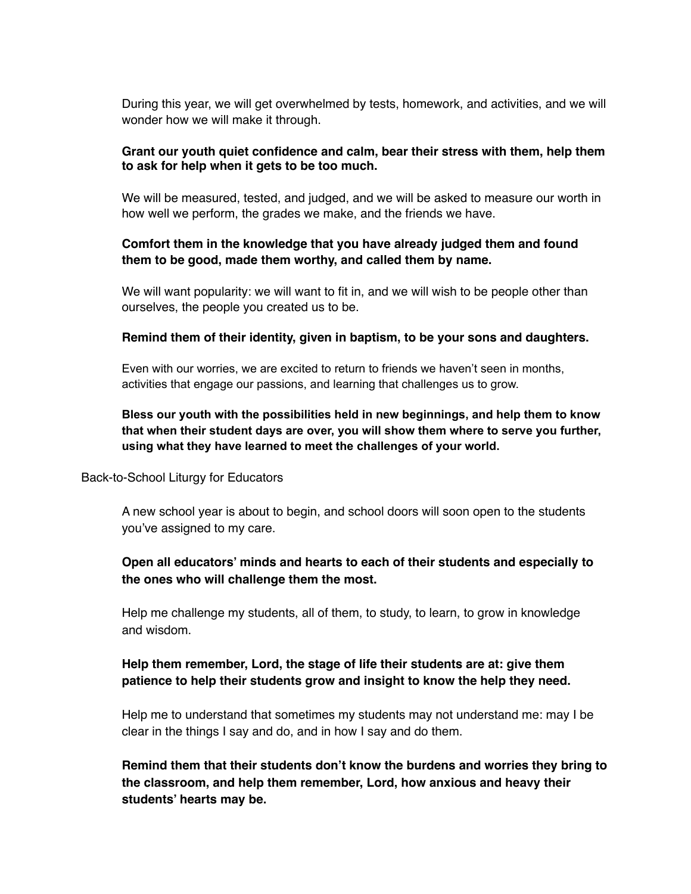During this year, we will get overwhelmed by tests, homework, and activities, and we will wonder how we will make it through.

**Grant our youth quiet confidence and calm, bear their stress with them, help them to ask for help when it gets to be too much.**

We will be measured, tested, and judged, and we will be asked to measure our worth in how well we perform, the grades we make, and the friends we have.

**Comfort them in the knowledge that you have already judged them and found them to be good, made them worthy, and called them by name.**

We will want popularity: we will want to fit in, and we will wish to be people other than ourselves, the people you created us to be.

**Remind them of their identity, given in baptism, to be your sons and daughters.**

Even with our worries, we are excited to return to friends we haven't seen in months, activities that engage our passions, and learning that challenges us to grow.

**Bless our youth with the possibilities held in new beginnings, and help them to know that when their student days are over, you will show them where to serve you further, using what they have learned to meet the challenges of your world.**

Back-to-School Liturgy for Educators

A new school year is about to begin, and school doors will soon open to the students you've assigned to my care.

**Open all educators' minds and hearts to each of their students and especially to the ones who will challenge them the most.**

Help me challenge my students, all of them, to study, to learn, to grow in knowledge and wisdom.

**Help them remember, Lord, the stage of life their students are at: give them patience to help their students grow and insight to know the help they need.**

Help me to understand that sometimes my students may not understand me: may I be clear in the things I say and do, and in how I say and do them.

**Remind them that their students don't know the burdens and worries they bring to the classroom, and help them remember, Lord, how anxious and heavy their students' hearts may be.**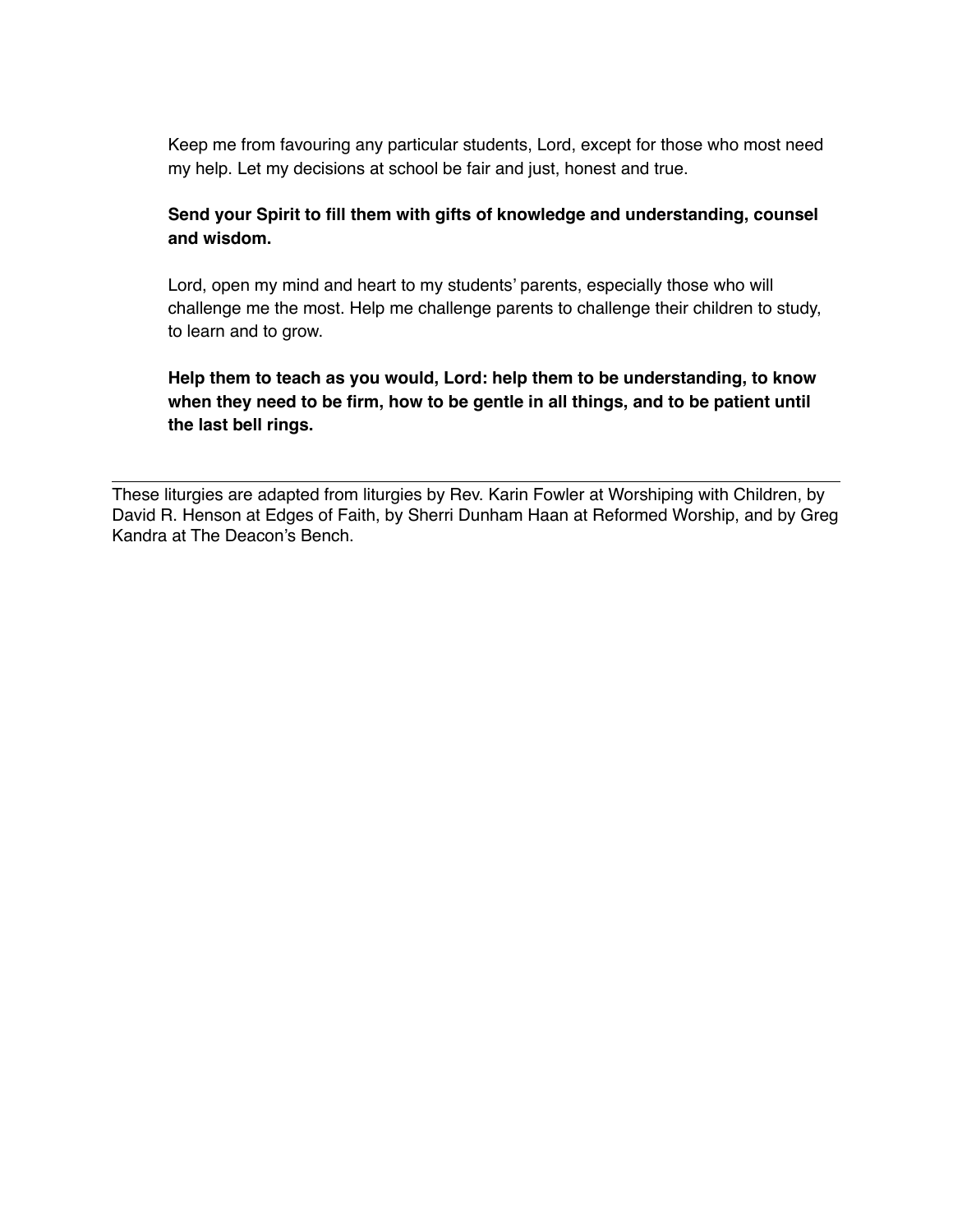Keep me from favouring any particular students, Lord, except for those who most need my help. Let my decisions at school be fair and just, honest and true.

**Send your Spirit to fill them with gifts of knowledge and understanding, counsel and wisdom.**

Lord, open my mind and heart to my students' parents, especially those who will challenge me the most. Help me challenge parents to challenge their children to study, to learn and to grow.

**Help them to teach as you would, Lord: help them to be understanding, to know when they need to be firm, how to be gentle in all things, and to be patient until the last bell rings.**

---

These liturgies are adapted from liturgies by Rev. Karin Fowler at Worshiping with Children, by David R. Henson at Edges of Faith, by Sherri Dunham Haan at Reformed Worship, and by Greg Kandra at The Deacon's Bench.